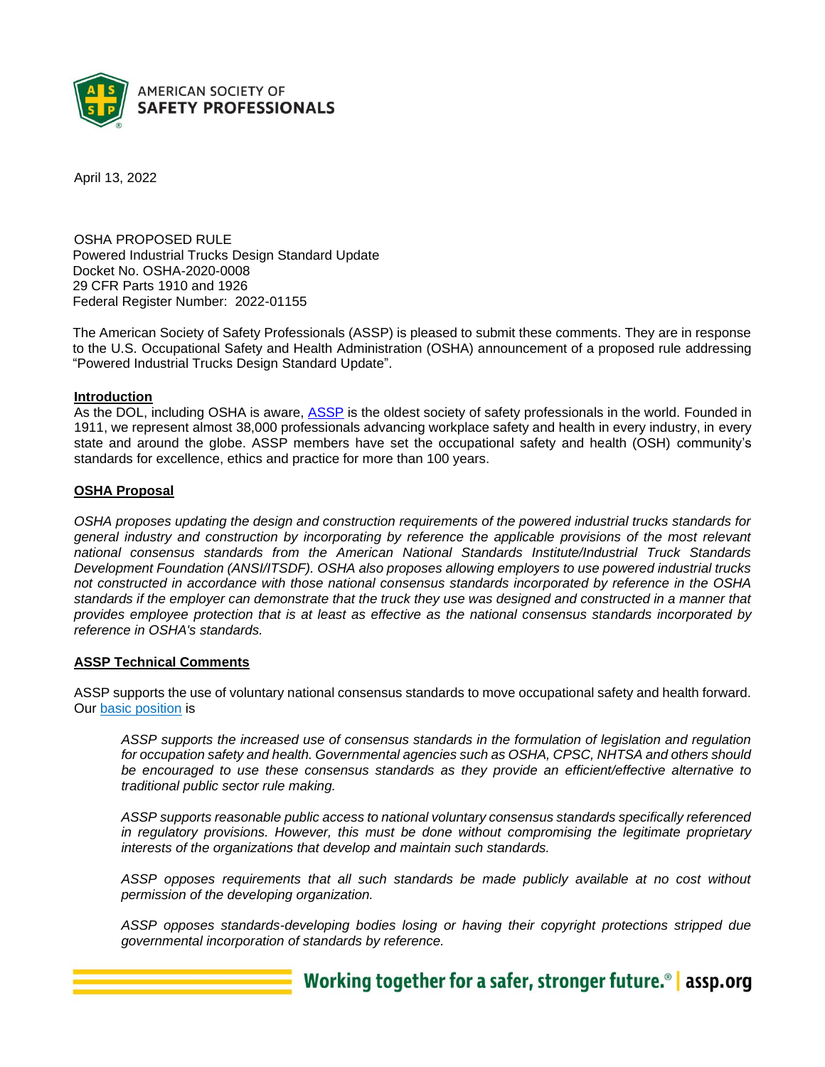AMERICAN SOCIETY OF **SAFETY PROFESSIONALS**

April 13, 2022

OSHA PROPOSED RULE
Powered Industrial Trucks Design Standard Update
Docket No. OSHA-2020-0008
29 CFR Parts 1910 and 1926
Federal Register Number: 2022-01155

The American Society of Safety Professionals (ASSP) is pleased to submit these comments. They are in response to the U.S. Occupational Safety and Health Administration (OSHA) announcement of a proposed rule addressing "Powered Industrial Trucks Design Standard Update".

## Introduction

As the DOL, including OSHA is aware, ASSP is the oldest society of safety professionals in the world. Founded in 1911, we represent almost 38,000 professionals advancing workplace safety and health in every industry, in every state and around the globe. ASSP members have set the occupational safety and health (OSH) community's standards for excellence, ethics and practice for more than 100 years.

## OSHA Proposal

*OSHA proposes updating the design and construction requirements of the powered industrial trucks standards for general industry and construction by incorporating by reference the applicable provisions of the most relevant national consensus standards from the American National Standards Institute/Industrial Truck Standards Development Foundation (ANSI/ITSDF). OSHA also proposes allowing employers to use powered industrial trucks not constructed in accordance with those national consensus standards incorporated by reference in the OSHA standards if the employer can demonstrate that the truck they use was designed and constructed in a manner that provides employee protection that is at least as effective as the national consensus standards incorporated by reference in OSHA's standards.*

## ASSP Technical Comments

ASSP supports the use of voluntary national consensus standards to move occupational safety and health forward. Our basic position is

> *ASSP supports the increased use of consensus standards in the formulation of legislation and regulation for occupation safety and health. Governmental agencies such as OSHA, CPSC, NHTSA and others should be encouraged to use these consensus standards as they provide an efficient/effective alternative to traditional public sector rule making.*
>
> *ASSP supports reasonable public access to national voluntary consensus standards specifically referenced in regulatory provisions. However, this must be done without compromising the legitimate proprietary interests of the organizations that develop and maintain such standards.*
>
> *ASSP opposes requirements that all such standards be made publicly available at no cost without permission of the developing organization.*
>
> *ASSP opposes standards-developing bodies losing or having their copyright protections stripped due governmental incorporation of standards by reference.*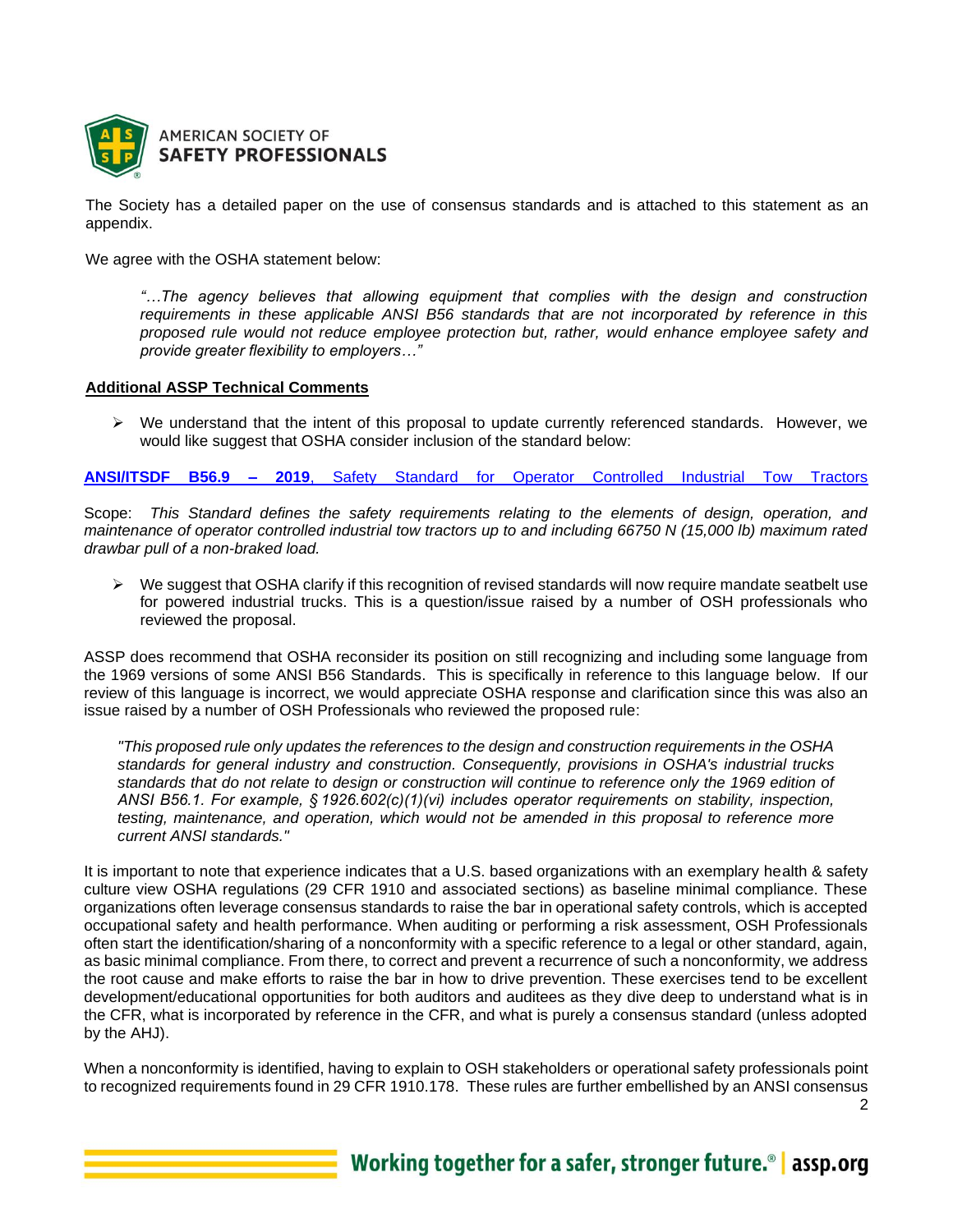The Society has a detailed paper on the use of consensus standards and is attached to this statement as an appendix.

We agree with the OSHA statement below:

> *"…The agency believes that allowing equipment that complies with the design and construction requirements in these applicable ANSI B56 standards that are not incorporated by reference in this proposed rule would not reduce employee protection but, rather, would enhance employee safety and provide greater flexibility to employers…"*

**Additional ASSP Technical Comments**

- We understand that the intent of this proposal to update currently referenced standards. However, we would like suggest that OSHA consider inclusion of the standard below:

**ANSI/ITSDF B56.9 – 2019**, Safety Standard for Operator Controlled Industrial Tow Tractors

Scope: *This Standard defines the safety requirements relating to the elements of design, operation, and maintenance of operator controlled industrial tow tractors up to and including 66750 N (15,000 lb) maximum rated drawbar pull of a non-braked load.*

- We suggest that OSHA clarify if this recognition of revised standards will now require mandate seatbelt use for powered industrial trucks. This is a question/issue raised by a number of OSH professionals who reviewed the proposal.

ASSP does recommend that OSHA reconsider its position on still recognizing and including some language from the 1969 versions of some ANSI B56 Standards. This is specifically in reference to this language below. If our review of this language is incorrect, we would appreciate OSHA response and clarification since this was also an issue raised by a number of OSH Professionals who reviewed the proposed rule:

> *"This proposed rule only updates the references to the design and construction requirements in the OSHA standards for general industry and construction. Consequently, provisions in OSHA's industrial trucks standards that do not relate to design or construction will continue to reference only the 1969 edition of ANSI B56.1. For example, § 1926.602(c)(1)(vi) includes operator requirements on stability, inspection, testing, maintenance, and operation, which would not be amended in this proposal to reference more current ANSI standards."*

It is important to note that experience indicates that a U.S. based organizations with an exemplary health & safety culture view OSHA regulations (29 CFR 1910 and associated sections) as baseline minimal compliance. These organizations often leverage consensus standards to raise the bar in operational safety controls, which is accepted occupational safety and health performance. When auditing or performing a risk assessment, OSH Professionals often start the identification/sharing of a nonconformity with a specific reference to a legal or other standard, again, as basic minimal compliance. From there, to correct and prevent a recurrence of such a nonconformity, we address the root cause and make efforts to raise the bar in how to drive prevention. These exercises tend to be excellent development/educational opportunities for both auditors and auditees as they dive deep to understand what is in the CFR, what is incorporated by reference in the CFR, and what is purely a consensus standard (unless adopted by the AHJ).

When a nonconformity is identified, having to explain to OSH stakeholders or operational safety professionals point to recognized requirements found in 29 CFR 1910.178. These rules are further embellished by an ANSI consensus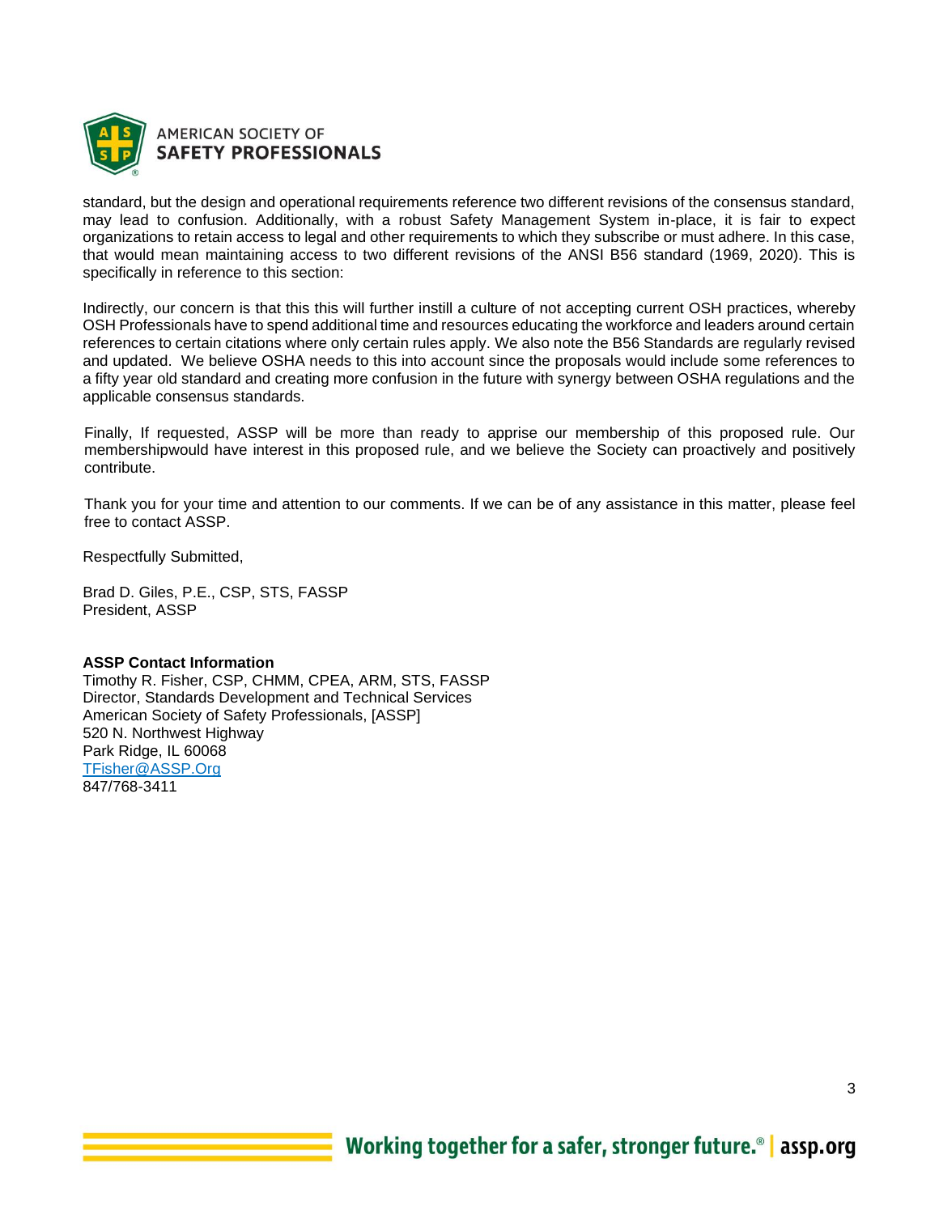standard, but the design and operational requirements reference two different revisions of the consensus standard, may lead to confusion. Additionally, with a robust Safety Management System in-place, it is fair to expect organizations to retain access to legal and other requirements to which they subscribe or must adhere. In this case, that would mean maintaining access to two different revisions of the ANSI B56 standard (1969, 2020). This is specifically in reference to this section:

Indirectly, our concern is that this this will further instill a culture of not accepting current OSH practices, whereby OSH Professionals have to spend additional time and resources educating the workforce and leaders around certain references to certain citations where only certain rules apply. We also note the B56 Standards are regularly revised and updated. We believe OSHA needs to this into account since the proposals would include some references to a fifty year old standard and creating more confusion in the future with synergy between OSHA regulations and the applicable consensus standards.

Finally, If requested, ASSP will be more than ready to apprise our membership of this proposed rule. Our membershipwould have interest in this proposed rule, and we believe the Society can proactively and positively contribute.

Thank you for your time and attention to our comments. If we can be of any assistance in this matter, please feel free to contact ASSP.

Respectfully Submitted,

Brad D. Giles, P.E., CSP, STS, FASSP
President, ASSP

**ASSP Contact Information**
Timothy R. Fisher, CSP, CHMM, CPEA, ARM, STS, FASSP
Director, Standards Development and Technical Services
American Society of Safety Professionals, [ASSP]
520 N. Northwest Highway
Park Ridge, IL 60068
TFisher@ASSP.Org
847/768-3411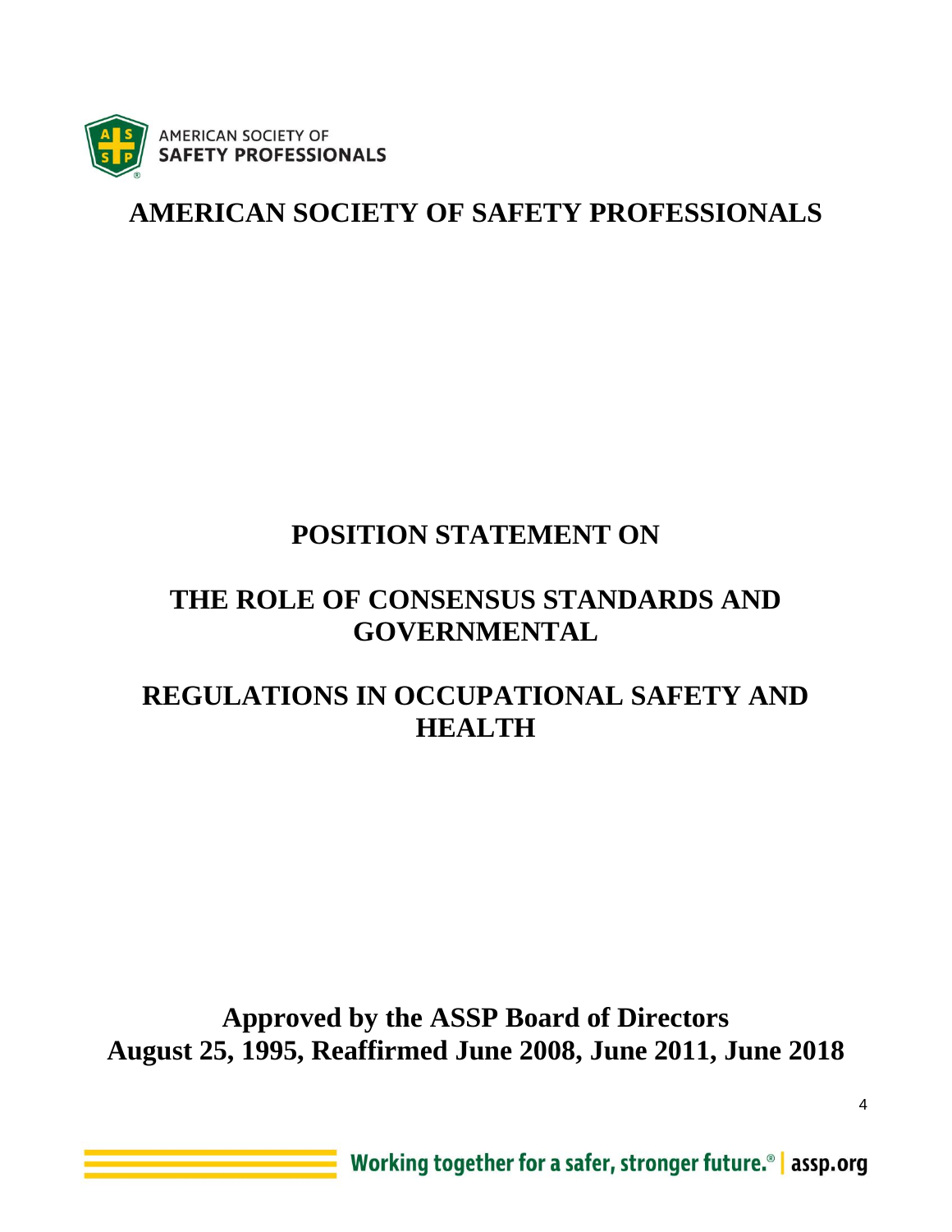# AMERICAN SOCIETY OF SAFETY PROFESSIONALS

# POSITION STATEMENT ON

# THE ROLE OF CONSENSUS STANDARDS AND GOVERNMENTAL

# REGULATIONS IN OCCUPATIONAL SAFETY AND HEALTH

**Approved by the ASSP Board of Directors**
**August 25, 1995, Reaffirmed June 2008, June 2011, June 2018**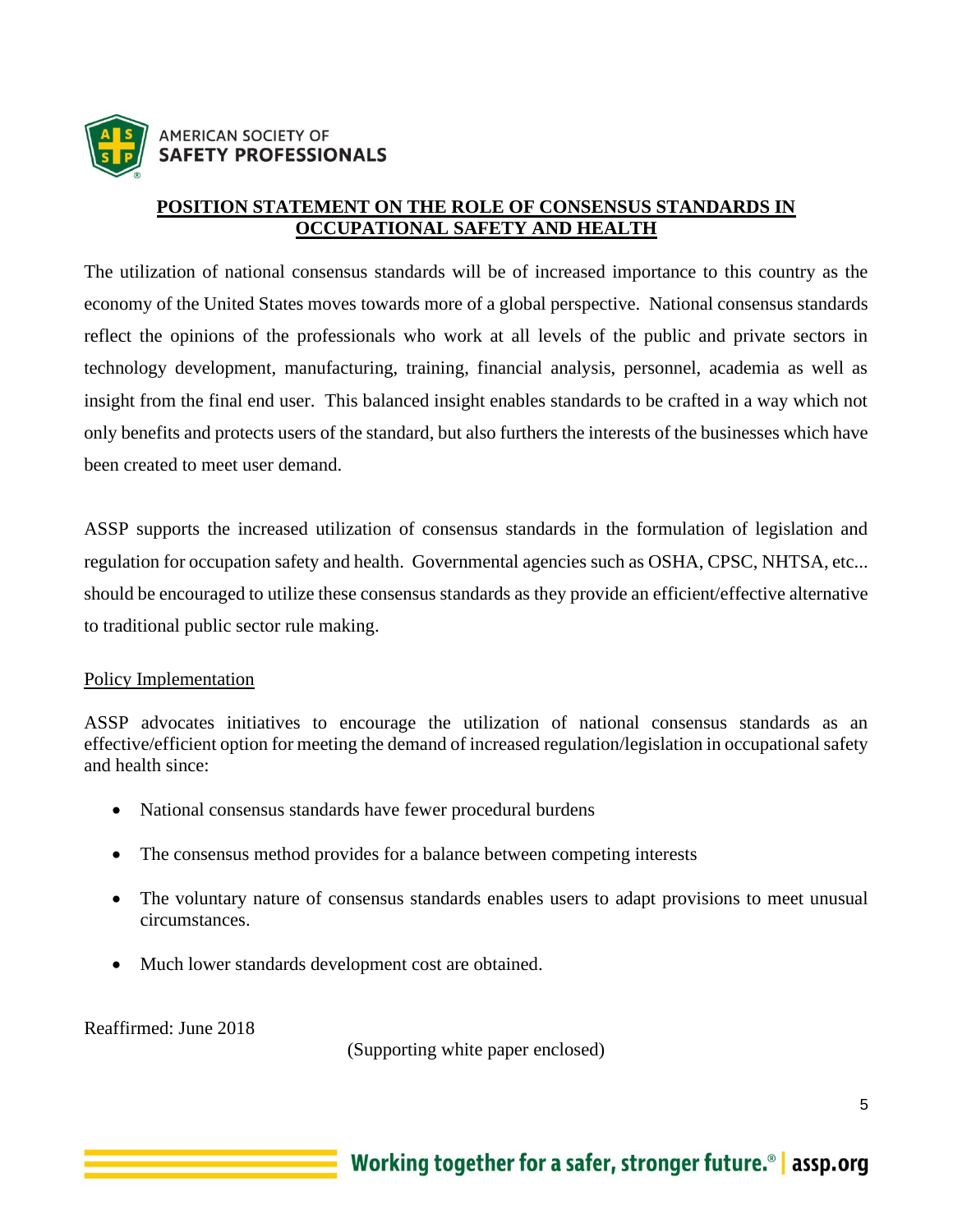AMERICAN SOCIETY OF
**SAFETY PROFESSIONALS**

## POSITION STATEMENT ON THE ROLE OF CONSENSUS STANDARDS IN OCCUPATIONAL SAFETY AND HEALTH

The utilization of national consensus standards will be of increased importance to this country as the economy of the United States moves towards more of a global perspective. National consensus standards reflect the opinions of the professionals who work at all levels of the public and private sectors in technology development, manufacturing, training, financial analysis, personnel, academia as well as insight from the final end user. This balanced insight enables standards to be crafted in a way which not only benefits and protects users of the standard, but also furthers the interests of the businesses which have been created to meet user demand.

ASSP supports the increased utilization of consensus standards in the formulation of legislation and regulation for occupation safety and health. Governmental agencies such as OSHA, CPSC, NHTSA, etc... should be encouraged to utilize these consensus standards as they provide an efficient/effective alternative to traditional public sector rule making.

### Policy Implementation

ASSP advocates initiatives to encourage the utilization of national consensus standards as an effective/efficient option for meeting the demand of increased regulation/legislation in occupational safety and health since:

- National consensus standards have fewer procedural burdens
- The consensus method provides for a balance between competing interests
- The voluntary nature of consensus standards enables users to adapt provisions to meet unusual circumstances.
- Much lower standards development cost are obtained.

Reaffirmed: June 2018

(Supporting white paper enclosed)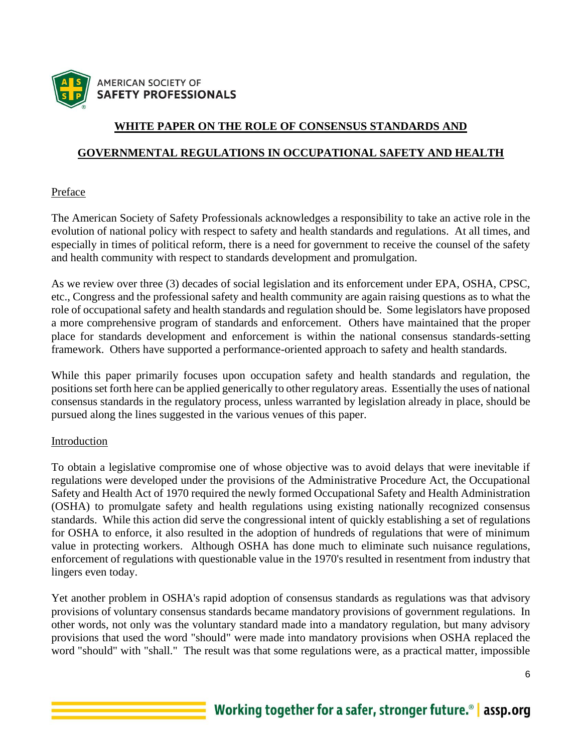AMERICAN SOCIETY OF SAFETY PROFESSIONALS

# WHITE PAPER ON THE ROLE OF CONSENSUS STANDARDS AND GOVERNMENTAL REGULATIONS IN OCCUPATIONAL SAFETY AND HEALTH

## Preface

The American Society of Safety Professionals acknowledges a responsibility to take an active role in the evolution of national policy with respect to safety and health standards and regulations. At all times, and especially in times of political reform, there is a need for government to receive the counsel of the safety and health community with respect to standards development and promulgation.

As we review over three (3) decades of social legislation and its enforcement under EPA, OSHA, CPSC, etc., Congress and the professional safety and health community are again raising questions as to what the role of occupational safety and health standards and regulation should be. Some legislators have proposed a more comprehensive program of standards and enforcement. Others have maintained that the proper place for standards development and enforcement is within the national consensus standards-setting framework. Others have supported a performance-oriented approach to safety and health standards.

While this paper primarily focuses upon occupation safety and health standards and regulation, the positions set forth here can be applied generically to other regulatory areas. Essentially the uses of national consensus standards in the regulatory process, unless warranted by legislation already in place, should be pursued along the lines suggested in the various venues of this paper.

## Introduction

To obtain a legislative compromise one of whose objective was to avoid delays that were inevitable if regulations were developed under the provisions of the Administrative Procedure Act, the Occupational Safety and Health Act of 1970 required the newly formed Occupational Safety and Health Administration (OSHA) to promulgate safety and health regulations using existing nationally recognized consensus standards. While this action did serve the congressional intent of quickly establishing a set of regulations for OSHA to enforce, it also resulted in the adoption of hundreds of regulations that were of minimum value in protecting workers. Although OSHA has done much to eliminate such nuisance regulations, enforcement of regulations with questionable value in the 1970's resulted in resentment from industry that lingers even today.

Yet another problem in OSHA's rapid adoption of consensus standards as regulations was that advisory provisions of voluntary consensus standards became mandatory provisions of government regulations. In other words, not only was the voluntary standard made into a mandatory regulation, but many advisory provisions that used the word "should" were made into mandatory provisions when OSHA replaced the word "should" with "shall." The result was that some regulations were, as a practical matter, impossible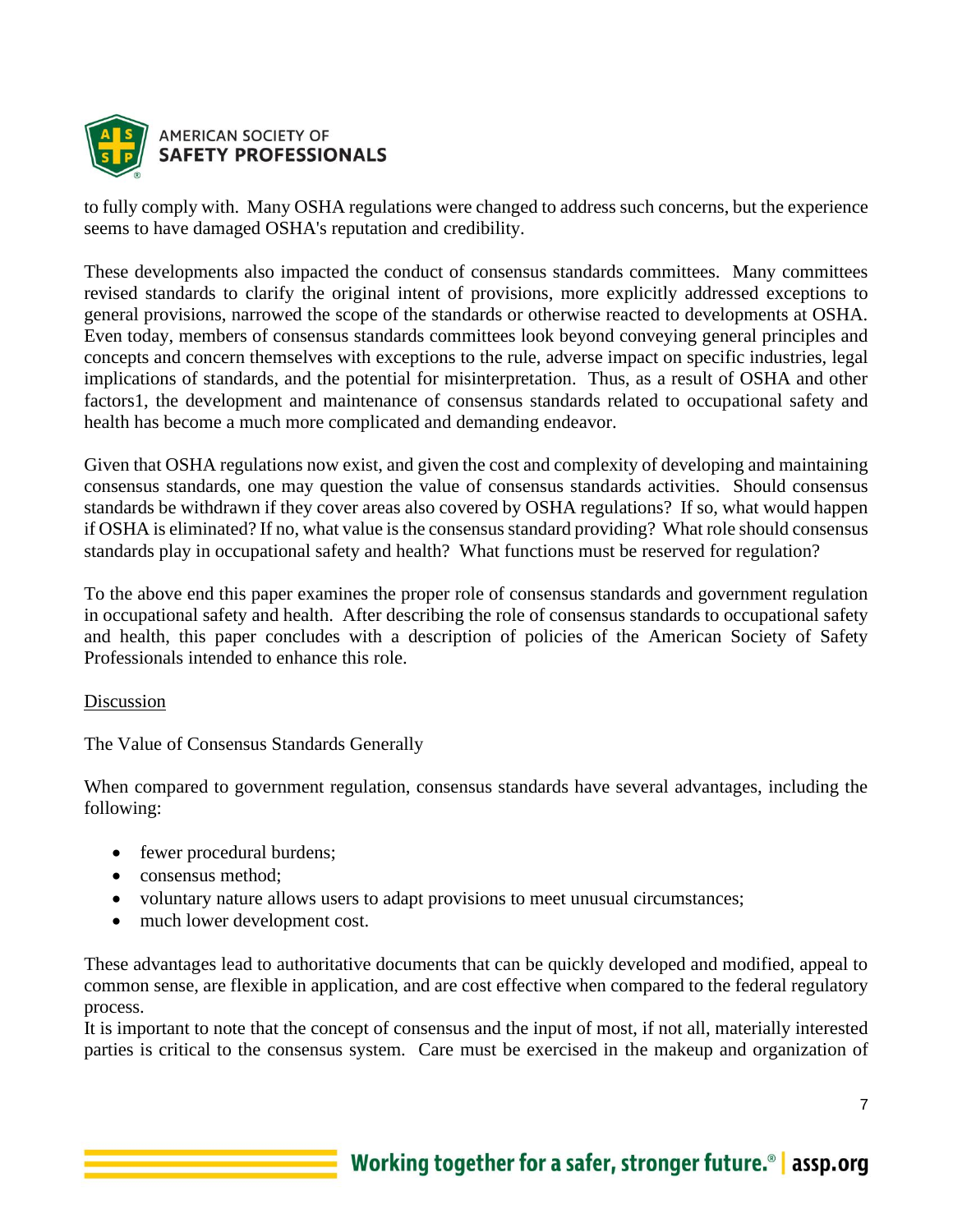to fully comply with. Many OSHA regulations were changed to address such concerns, but the experience seems to have damaged OSHA's reputation and credibility.

These developments also impacted the conduct of consensus standards committees. Many committees revised standards to clarify the original intent of provisions, more explicitly addressed exceptions to general provisions, narrowed the scope of the standards or otherwise reacted to developments at OSHA. Even today, members of consensus standards committees look beyond conveying general principles and concepts and concern themselves with exceptions to the rule, adverse impact on specific industries, legal implications of standards, and the potential for misinterpretation. Thus, as a result of OSHA and other factors[1], the development and maintenance of consensus standards related to occupational safety and health has become a much more complicated and demanding endeavor.

Given that OSHA regulations now exist, and given the cost and complexity of developing and maintaining consensus standards, one may question the value of consensus standards activities. Should consensus standards be withdrawn if they cover areas also covered by OSHA regulations? If so, what would happen if OSHA is eliminated? If no, what value is the consensus standard providing? What role should consensus standards play in occupational safety and health? What functions must be reserved for regulation?

To the above end this paper examines the proper role of consensus standards and government regulation in occupational safety and health. After describing the role of consensus standards to occupational safety and health, this paper concludes with a description of policies of the American Society of Safety Professionals intended to enhance this role.

## Discussion

### The Value of Consensus Standards Generally

When compared to government regulation, consensus standards have several advantages, including the following:

- fewer procedural burdens;
- consensus method;
- voluntary nature allows users to adapt provisions to meet unusual circumstances;
- much lower development cost.

These advantages lead to authoritative documents that can be quickly developed and modified, appeal to common sense, are flexible in application, and are cost effective when compared to the federal regulatory process.

It is important to note that the concept of consensus and the input of most, if not all, materially interested parties is critical to the consensus system. Care must be exercised in the makeup and organization of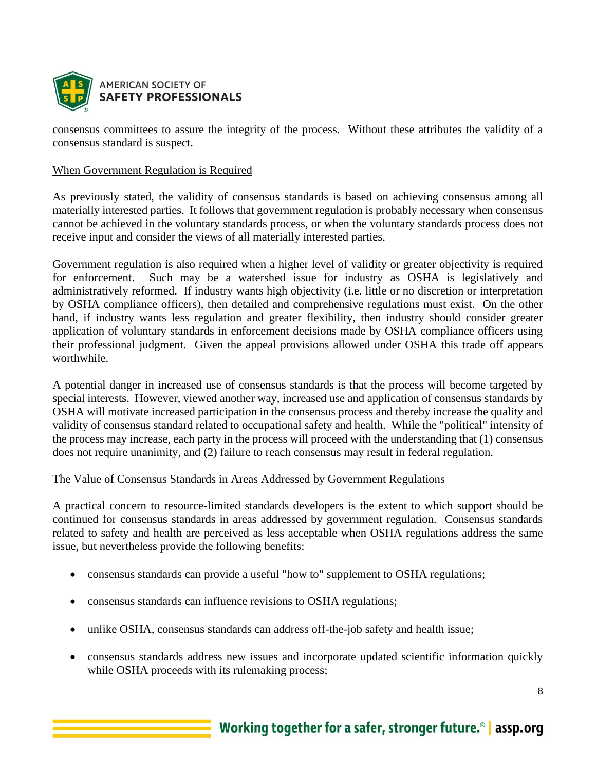consensus committees to assure the integrity of the process. Without these attributes the validity of a consensus standard is suspect.

## When Government Regulation is Required

As previously stated, the validity of consensus standards is based on achieving consensus among all materially interested parties. It follows that government regulation is probably necessary when consensus cannot be achieved in the voluntary standards process, or when the voluntary standards process does not receive input and consider the views of all materially interested parties.

Government regulation is also required when a higher level of validity or greater objectivity is required for enforcement. Such may be a watershed issue for industry as OSHA is legislatively and administratively reformed. If industry wants high objectivity (i.e. little or no discretion or interpretation by OSHA compliance officers), then detailed and comprehensive regulations must exist. On the other hand, if industry wants less regulation and greater flexibility, then industry should consider greater application of voluntary standards in enforcement decisions made by OSHA compliance officers using their professional judgment. Given the appeal provisions allowed under OSHA this trade off appears worthwhile.

A potential danger in increased use of consensus standards is that the process will become targeted by special interests. However, viewed another way, increased use and application of consensus standards by OSHA will motivate increased participation in the consensus process and thereby increase the quality and validity of consensus standard related to occupational safety and health. While the "political" intensity of the process may increase, each party in the process will proceed with the understanding that (1) consensus does not require unanimity, and (2) failure to reach consensus may result in federal regulation.

## The Value of Consensus Standards in Areas Addressed by Government Regulations

A practical concern to resource-limited standards developers is the extent to which support should be continued for consensus standards in areas addressed by government regulation. Consensus standards related to safety and health are perceived as less acceptable when OSHA regulations address the same issue, but nevertheless provide the following benefits:

- consensus standards can provide a useful "how to" supplement to OSHA regulations;
- consensus standards can influence revisions to OSHA regulations;
- unlike OSHA, consensus standards can address off-the-job safety and health issue;
- consensus standards address new issues and incorporate updated scientific information quickly while OSHA proceeds with its rulemaking process;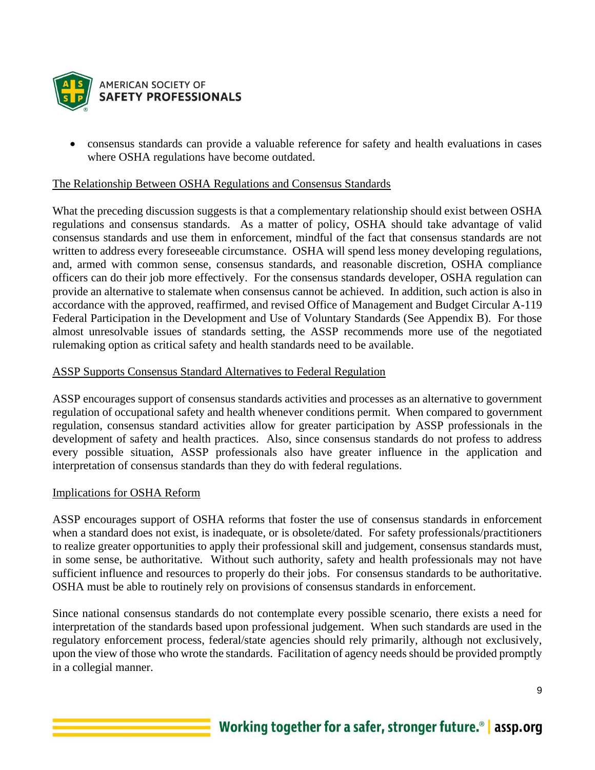- consensus standards can provide a valuable reference for safety and health evaluations in cases where OSHA regulations have become outdated.

## The Relationship Between OSHA Regulations and Consensus Standards

What the preceding discussion suggests is that a complementary relationship should exist between OSHA regulations and consensus standards. As a matter of policy, OSHA should take advantage of valid consensus standards and use them in enforcement, mindful of the fact that consensus standards are not written to address every foreseeable circumstance. OSHA will spend less money developing regulations, and, armed with common sense, consensus standards, and reasonable discretion, OSHA compliance officers can do their job more effectively. For the consensus standards developer, OSHA regulation can provide an alternative to stalemate when consensus cannot be achieved. In addition, such action is also in accordance with the approved, reaffirmed, and revised Office of Management and Budget Circular A-119 Federal Participation in the Development and Use of Voluntary Standards (See Appendix B). For those almost unresolvable issues of standards setting, the ASSP recommends more use of the negotiated rulemaking option as critical safety and health standards need to be available.

## ASSP Supports Consensus Standard Alternatives to Federal Regulation

ASSP encourages support of consensus standards activities and processes as an alternative to government regulation of occupational safety and health whenever conditions permit. When compared to government regulation, consensus standard activities allow for greater participation by ASSP professionals in the development of safety and health practices. Also, since consensus standards do not profess to address every possible situation, ASSP professionals also have greater influence in the application and interpretation of consensus standards than they do with federal regulations.

## Implications for OSHA Reform

ASSP encourages support of OSHA reforms that foster the use of consensus standards in enforcement when a standard does not exist, is inadequate, or is obsolete/dated. For safety professionals/practitioners to realize greater opportunities to apply their professional skill and judgement, consensus standards must, in some sense, be authoritative. Without such authority, safety and health professionals may not have sufficient influence and resources to properly do their jobs. For consensus standards to be authoritative. OSHA must be able to routinely rely on provisions of consensus standards in enforcement.

Since national consensus standards do not contemplate every possible scenario, there exists a need for interpretation of the standards based upon professional judgement. When such standards are used in the regulatory enforcement process, federal/state agencies should rely primarily, although not exclusively, upon the view of those who wrote the standards. Facilitation of agency needs should be provided promptly in a collegial manner.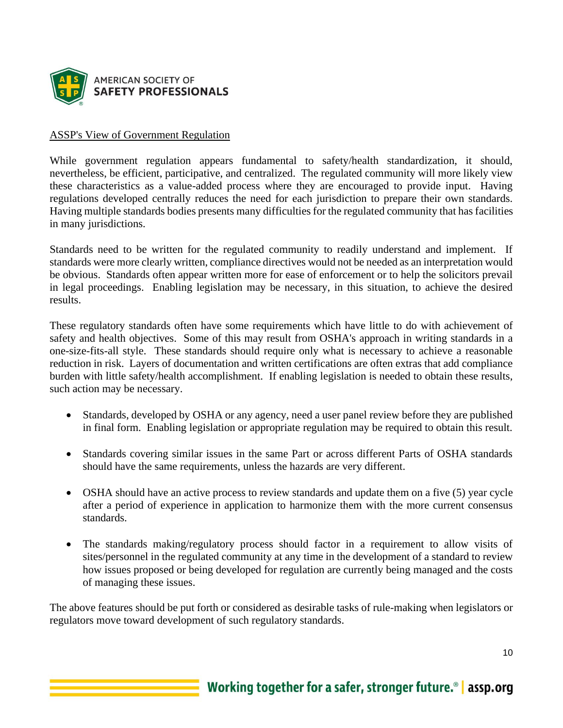<u>ASSP's View of Government Regulation</u>

While government regulation appears fundamental to safety/health standardization, it should, nevertheless, be efficient, participative, and centralized. The regulated community will more likely view these characteristics as a value-added process where they are encouraged to provide input. Having regulations developed centrally reduces the need for each jurisdiction to prepare their own standards. Having multiple standards bodies presents many difficulties for the regulated community that has facilities in many jurisdictions.

Standards need to be written for the regulated community to readily understand and implement. If standards were more clearly written, compliance directives would not be needed as an interpretation would be obvious. Standards often appear written more for ease of enforcement or to help the solicitors prevail in legal proceedings. Enabling legislation may be necessary, in this situation, to achieve the desired results.

These regulatory standards often have some requirements which have little to do with achievement of safety and health objectives. Some of this may result from OSHA's approach in writing standards in a one-size-fits-all style. These standards should require only what is necessary to achieve a reasonable reduction in risk. Layers of documentation and written certifications are often extras that add compliance burden with little safety/health accomplishment. If enabling legislation is needed to obtain these results, such action may be necessary.

- Standards, developed by OSHA or any agency, need a user panel review before they are published in final form. Enabling legislation or appropriate regulation may be required to obtain this result.

- Standards covering similar issues in the same Part or across different Parts of OSHA standards should have the same requirements, unless the hazards are very different.

- OSHA should have an active process to review standards and update them on a five (5) year cycle after a period of experience in application to harmonize them with the more current consensus standards.

- The standards making/regulatory process should factor in a requirement to allow visits of sites/personnel in the regulated community at any time in the development of a standard to review how issues proposed or being developed for regulation are currently being managed and the costs of managing these issues.

The above features should be put forth or considered as desirable tasks of rule-making when legislators or regulators move toward development of such regulatory standards.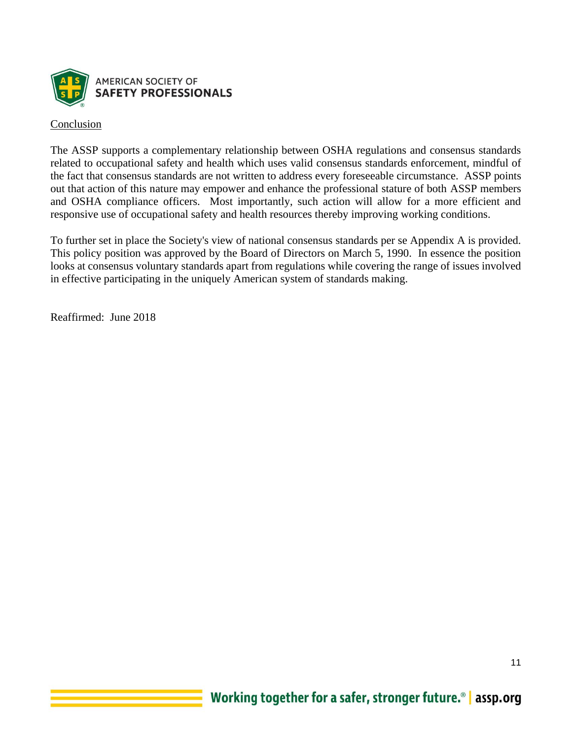<u>Conclusion</u>

The ASSP supports a complementary relationship between OSHA regulations and consensus standards related to occupational safety and health which uses valid consensus standards enforcement, mindful of the fact that consensus standards are not written to address every foreseeable circumstance. ASSP points out that action of this nature may empower and enhance the professional stature of both ASSP members and OSHA compliance officers. Most importantly, such action will allow for a more efficient and responsive use of occupational safety and health resources thereby improving working conditions.

To further set in place the Society's view of national consensus standards per se Appendix A is provided. This policy position was approved by the Board of Directors on March 5, 1990. In essence the position looks at consensus voluntary standards apart from regulations while covering the range of issues involved in effective participating in the uniquely American system of standards making.

Reaffirmed: June 2018